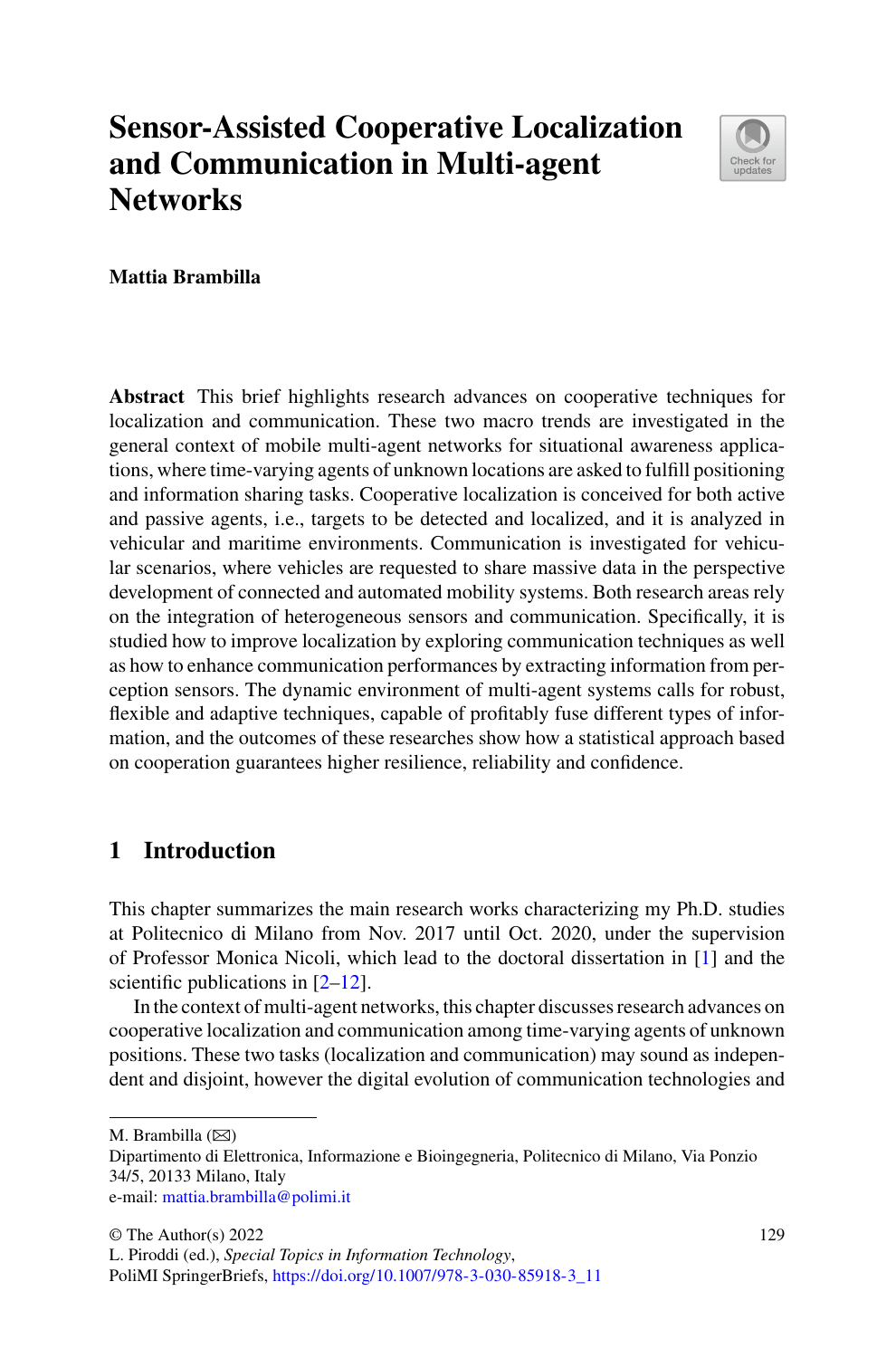# Sensor-Assisted Cooperative Localization and Communication in Multi-agent Networks

**Mattia Brambilla**

**Abstract** This brief highlights research advances on cooperative techniques for localization and communication. These two macro trends are investigated in the general context of mobile multi-agent networks for situational awareness applications, where time-varying agents of unknown locations are asked to fulfill positioning and information sharing tasks. Cooperative localization is conceived for both active and passive agents, i.e., targets to be detected and localized, and it is analyzed in vehicular and maritime environments. Communication is investigated for vehicular scenarios, where vehicles are requested to share massive data in the perspective development of connected and automated mobility systems. Both research areas rely on the integration of heterogeneous sensors and communication. Specifically, it is studied how to improve localization by exploring communication techniques as well as how to enhance communication performances by extracting information from perception sensors. The dynamic environment of multi-agent systems calls for robust, flexible and adaptive techniques, capable of profitably fuse different types of information, and the outcomes of these researches show how a statistical approach based on cooperation guarantees higher resilience, reliability and confidence.

## 1 Introduction

This chapter summarizes the main research works characterizing my Ph.D. studies at Politecnico di Milano from Nov. 2017 until Oct. 2020, under the supervision of Professor Monica Nicoli, which lead to the doctoral dissertation in [1] and the scientific publications in [2–12].

In the context of multi-agent networks, this chapter discusses research advances on cooperative localization and communication among time-varying agents of unknown positions. These two tasks (localization and communication) may sound as independent and disjoint, however the digital evolution of communication technologies and

M. Brambilla (✉)
Dipartimento di Elettronica, Informazione e Bioingegneria, Politecnico di Milano, Via Ponzio 34/5, 20133 Milano, Italy
e-mail: mattia.brambilla@polimi.it

© The Author(s) 2022
L. Piroddi (ed.), *Special Topics in Information Technology*,
PoliMI SpringerBriefs, https://doi.org/10.1007/978-3-030-85918-3_11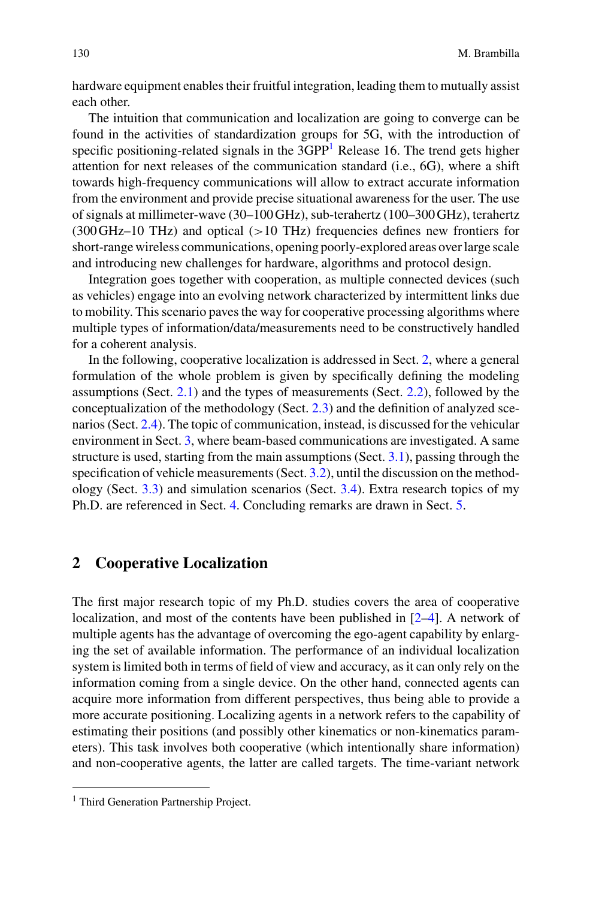hardware equipment enables their fruitful integration, leading them to mutually assist each other.

The intuition that communication and localization are going to converge can be found in the activities of standardization groups for 5G, with the introduction of specific positioning-related signals in the 3GPP[1] Release 16. The trend gets higher attention for next releases of the communication standard (i.e., 6G), where a shift towards high-frequency communications will allow to extract accurate information from the environment and provide precise situational awareness for the user. The use of signals at millimeter-wave (30–100 GHz), sub-terahertz (100–300 GHz), terahertz (300 GHz–10 THz) and optical (>10 THz) frequencies defines new frontiers for short-range wireless communications, opening poorly-explored areas over large scale and introducing new challenges for hardware, algorithms and protocol design.

Integration goes together with cooperation, as multiple connected devices (such as vehicles) engage into an evolving network characterized by intermittent links due to mobility. This scenario paves the way for cooperative processing algorithms where multiple types of information/data/measurements need to be constructively handled for a coherent analysis.

In the following, cooperative localization is addressed in Sect. 2, where a general formulation of the whole problem is given by specifically defining the modeling assumptions (Sect. 2.1) and the types of measurements (Sect. 2.2), followed by the conceptualization of the methodology (Sect. 2.3) and the definition of analyzed scenarios (Sect. 2.4). The topic of communication, instead, is discussed for the vehicular environment in Sect. 3, where beam-based communications are investigated. A same structure is used, starting from the main assumptions (Sect. 3.1), passing through the specification of vehicle measurements (Sect. 3.2), until the discussion on the methodology (Sect. 3.3) and simulation scenarios (Sect. 3.4). Extra research topics of my Ph.D. are referenced in Sect. 4. Concluding remarks are drawn in Sect. 5.

## 2 Cooperative Localization

The first major research topic of my Ph.D. studies covers the area of cooperative localization, and most of the contents have been published in [2–4]. A network of multiple agents has the advantage of overcoming the ego-agent capability by enlarging the set of available information. The performance of an individual localization system is limited both in terms of field of view and accuracy, as it can only rely on the information coming from a single device. On the other hand, connected agents can acquire more information from different perspectives, thus being able to provide a more accurate positioning. Localizing agents in a network refers to the capability of estimating their positions (and possibly other kinematics or non-kinematics parameters). This task involves both cooperative (which intentionally share information) and non-cooperative agents, the latter are called targets. The time-variant network

[1] Third Generation Partnership Project.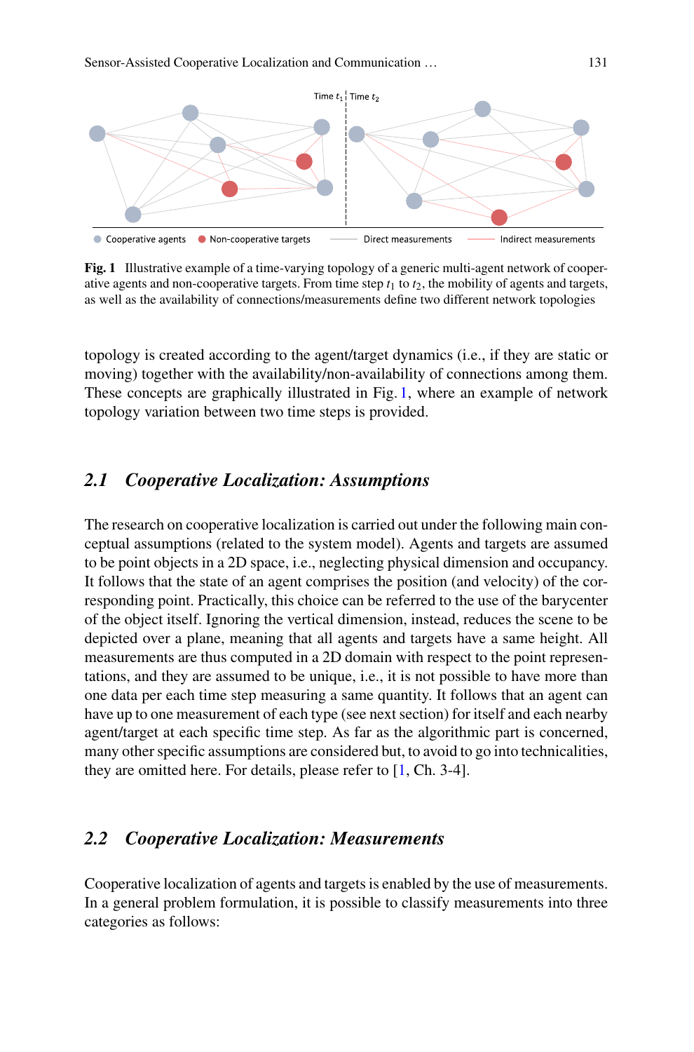Fig. 1 Illustrative example of a time-varying topology of a generic multi-agent network of cooperative agents and non-cooperative targets. From time step $t_1$ to $t_2$, the mobility of agents and targets, as well as the availability of connections/measurements define two different network topologies

topology is created according to the agent/target dynamics (i.e., if they are static or moving) together with the availability/non-availability of connections among them. These concepts are graphically illustrated in Fig. 1, where an example of network topology variation between two time steps is provided.

## 2.1 *Cooperative Localization: Assumptions*

The research on cooperative localization is carried out under the following main conceptual assumptions (related to the system model). Agents and targets are assumed to be point objects in a 2D space, i.e., neglecting physical dimension and occupancy. It follows that the state of an agent comprises the position (and velocity) of the corresponding point. Practically, this choice can be referred to the use of the barycenter of the object itself. Ignoring the vertical dimension, instead, reduces the scene to be depicted over a plane, meaning that all agents and targets have a same height. All measurements are thus computed in a 2D domain with respect to the point representations, and they are assumed to be unique, i.e., it is not possible to have more than one data per each time step measuring a same quantity. It follows that an agent can have up to one measurement of each type (see next section) for itself and each nearby agent/target at each specific time step. As far as the algorithmic part is concerned, many other specific assumptions are considered but, to avoid to go into technicalities, they are omitted here. For details, please refer to [1, Ch. 3-4].

## 2.2 *Cooperative Localization: Measurements*

Cooperative localization of agents and targets is enabled by the use of measurements. In a general problem formulation, it is possible to classify measurements into three categories as follows: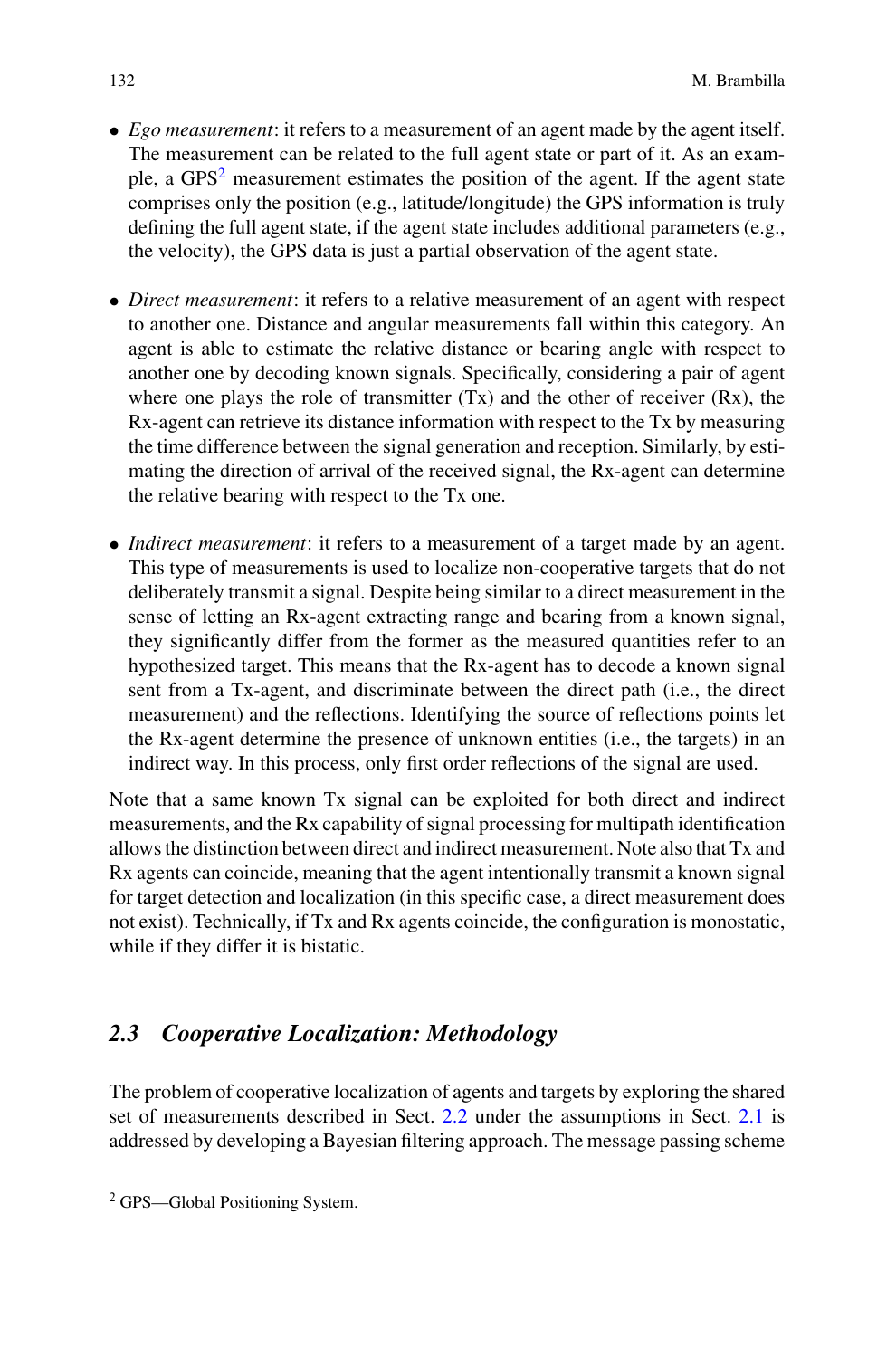- *Ego measurement*: it refers to a measurement of an agent made by the agent itself. The measurement can be related to the full agent state or part of it. As an example, a GPS[2] measurement estimates the position of the agent. If the agent state comprises only the position (e.g., latitude/longitude) the GPS information is truly defining the full agent state, if the agent state includes additional parameters (e.g., the velocity), the GPS data is just a partial observation of the agent state.

- *Direct measurement*: it refers to a relative measurement of an agent with respect to another one. Distance and angular measurements fall within this category. An agent is able to estimate the relative distance or bearing angle with respect to another one by decoding known signals. Specifically, considering a pair of agent where one plays the role of transmitter (Tx) and the other of receiver (Rx), the Rx-agent can retrieve its distance information with respect to the Tx by measuring the time difference between the signal generation and reception. Similarly, by estimating the direction of arrival of the received signal, the Rx-agent can determine the relative bearing with respect to the Tx one.

- *Indirect measurement*: it refers to a measurement of a target made by an agent. This type of measurements is used to localize non-cooperative targets that do not deliberately transmit a signal. Despite being similar to a direct measurement in the sense of letting an Rx-agent extracting range and bearing from a known signal, they significantly differ from the former as the measured quantities refer to an hypothesized target. This means that the Rx-agent has to decode a known signal sent from a Tx-agent, and discriminate between the direct path (i.e., the direct measurement) and the reflections. Identifying the source of reflections points let the Rx-agent determine the presence of unknown entities (i.e., the targets) in an indirect way. In this process, only first order reflections of the signal are used.

Note that a same known Tx signal can be exploited for both direct and indirect measurements, and the Rx capability of signal processing for multipath identification allows the distinction between direct and indirect measurement. Note also that Tx and Rx agents can coincide, meaning that the agent intentionally transmit a known signal for target detection and localization (in this specific case, a direct measurement does not exist). Technically, if Tx and Rx agents coincide, the configuration is monostatic, while if they differ it is bistatic.

### 2.3 Cooperative Localization: Methodology

The problem of cooperative localization of agents and targets by exploring the shared set of measurements described in Sect. 2.2 under the assumptions in Sect. 2.1 is addressed by developing a Bayesian filtering approach. The message passing scheme

---

[2] GPS—Global Positioning System.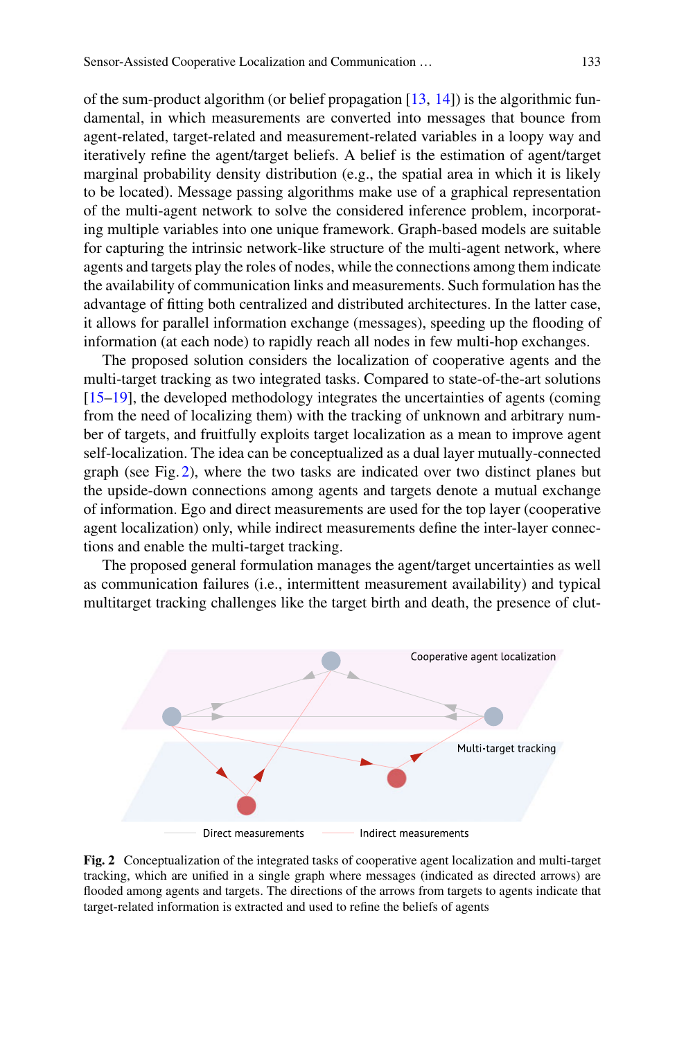of the sum-product algorithm (or belief propagation [13, 14]) is the algorithmic fundamental, in which measurements are converted into messages that bounce from agent-related, target-related and measurement-related variables in a loopy way and iteratively refine the agent/target beliefs. A belief is the estimation of agent/target marginal probability density distribution (e.g., the spatial area in which it is likely to be located). Message passing algorithms make use of a graphical representation of the multi-agent network to solve the considered inference problem, incorporating multiple variables into one unique framework. Graph-based models are suitable for capturing the intrinsic network-like structure of the multi-agent network, where agents and targets play the roles of nodes, while the connections among them indicate the availability of communication links and measurements. Such formulation has the advantage of fitting both centralized and distributed architectures. In the latter case, it allows for parallel information exchange (messages), speeding up the flooding of information (at each node) to rapidly reach all nodes in few multi-hop exchanges.

The proposed solution considers the localization of cooperative agents and the multi-target tracking as two integrated tasks. Compared to state-of-the-art solutions [15–19], the developed methodology integrates the uncertainties of agents (coming from the need of localizing them) with the tracking of unknown and arbitrary number of targets, and fruitfully exploits target localization as a mean to improve agent self-localization. The idea can be conceptualized as a dual layer mutually-connected graph (see Fig. 2), where the two tasks are indicated over two distinct planes but the upside-down connections among agents and targets denote a mutual exchange of information. Ego and direct measurements are used for the top layer (cooperative agent localization) only, while indirect measurements define the inter-layer connections and enable the multi-target tracking.

The proposed general formulation manages the agent/target uncertainties as well as communication failures (i.e., intermittent measurement availability) and typical multitarget tracking challenges like the target birth and death, the presence of clut-

Cooperative agent localization

Multi-target tracking

Direct measurements

Indirect measurements

**Fig. 2** Conceptualization of the integrated tasks of cooperative agent localization and multi-target tracking, which are unified in a single graph where messages (indicated as directed arrows) are flooded among agents and targets. The directions of the arrows from targets to agents indicate that target-related information is extracted and used to refine the beliefs of agents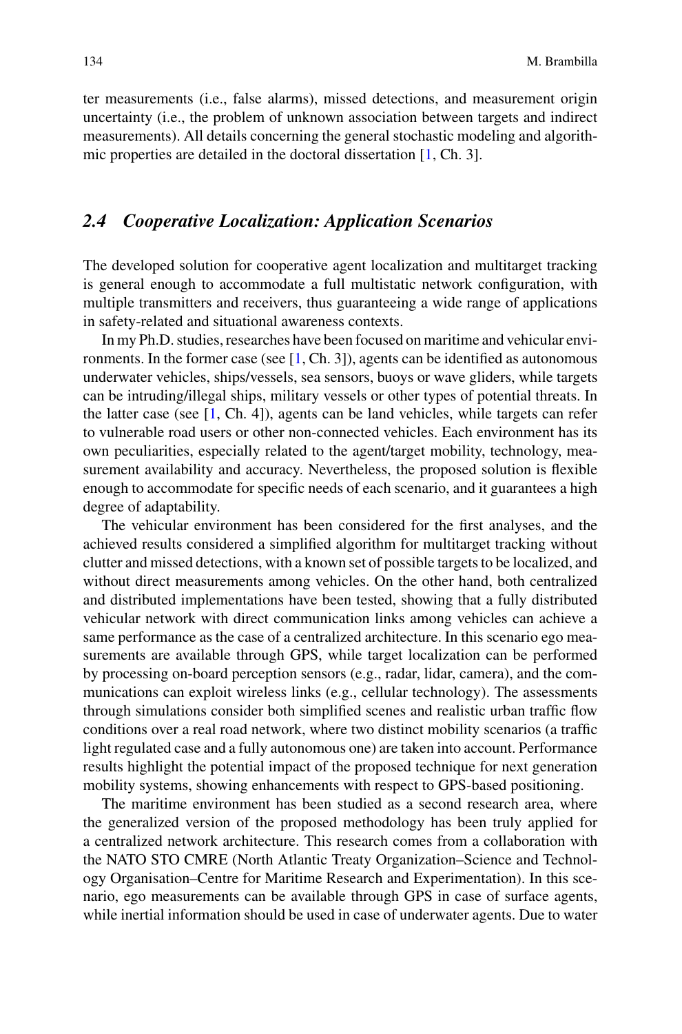ter measurements (i.e., false alarms), missed detections, and measurement origin uncertainty (i.e., the problem of unknown association between targets and indirect measurements). All details concerning the general stochastic modeling and algorithmic properties are detailed in the doctoral dissertation [1, Ch. 3].

## *2.4 Cooperative Localization: Application Scenarios*

The developed solution for cooperative agent localization and multitarget tracking is general enough to accommodate a full multistatic network configuration, with multiple transmitters and receivers, thus guaranteeing a wide range of applications in safety-related and situational awareness contexts.

In my Ph.D. studies, researches have been focused on maritime and vehicular environments. In the former case (see [1, Ch. 3]), agents can be identified as autonomous underwater vehicles, ships/vessels, sea sensors, buoys or wave gliders, while targets can be intruding/illegal ships, military vessels or other types of potential threats. In the latter case (see [1, Ch. 4]), agents can be land vehicles, while targets can refer to vulnerable road users or other non-connected vehicles. Each environment has its own peculiarities, especially related to the agent/target mobility, technology, measurement availability and accuracy. Nevertheless, the proposed solution is flexible enough to accommodate for specific needs of each scenario, and it guarantees a high degree of adaptability.

The vehicular environment has been considered for the first analyses, and the achieved results considered a simplified algorithm for multitarget tracking without clutter and missed detections, with a known set of possible targets to be localized, and without direct measurements among vehicles. On the other hand, both centralized and distributed implementations have been tested, showing that a fully distributed vehicular network with direct communication links among vehicles can achieve a same performance as the case of a centralized architecture. In this scenario ego measurements are available through GPS, while target localization can be performed by processing on-board perception sensors (e.g., radar, lidar, camera), and the communications can exploit wireless links (e.g., cellular technology). The assessments through simulations consider both simplified scenes and realistic urban traffic flow conditions over a real road network, where two distinct mobility scenarios (a traffic light regulated case and a fully autonomous one) are taken into account. Performance results highlight the potential impact of the proposed technique for next generation mobility systems, showing enhancements with respect to GPS-based positioning.

The maritime environment has been studied as a second research area, where the generalized version of the proposed methodology has been truly applied for a centralized network architecture. This research comes from a collaboration with the NATO STO CMRE (North Atlantic Treaty Organization–Science and Technology Organisation–Centre for Maritime Research and Experimentation). In this scenario, ego measurements can be available through GPS in case of surface agents, while inertial information should be used in case of underwater agents. Due to water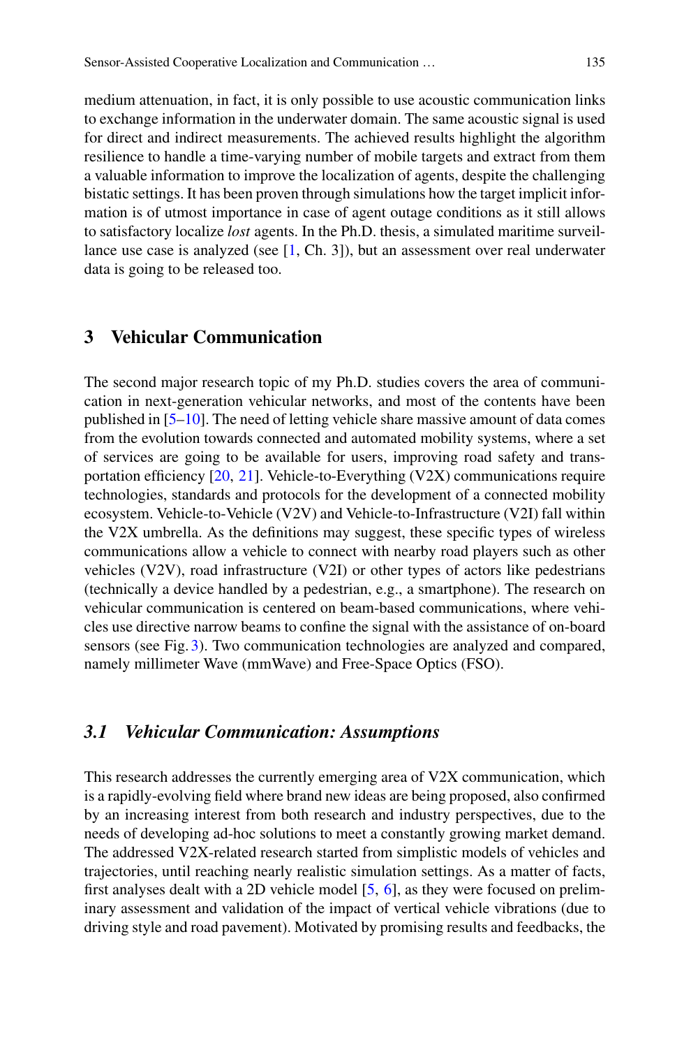medium attenuation, in fact, it is only possible to use acoustic communication links to exchange information in the underwater domain. The same acoustic signal is used for direct and indirect measurements. The achieved results highlight the algorithm resilience to handle a time-varying number of mobile targets and extract from them a valuable information to improve the localization of agents, despite the challenging bistatic settings. It has been proven through simulations how the target implicit information is of utmost importance in case of agent outage conditions as it still allows to satisfactory localize *lost* agents. In the Ph.D. thesis, a simulated maritime surveillance use case is analyzed (see [1, Ch. 3]), but an assessment over real underwater data is going to be released too.

## 3 Vehicular Communication

The second major research topic of my Ph.D. studies covers the area of communication in next-generation vehicular networks, and most of the contents have been published in [5–10]. The need of letting vehicle share massive amount of data comes from the evolution towards connected and automated mobility systems, where a set of services are going to be available for users, improving road safety and transportation efficiency [20, 21]. Vehicle-to-Everything (V2X) communications require technologies, standards and protocols for the development of a connected mobility ecosystem. Vehicle-to-Vehicle (V2V) and Vehicle-to-Infrastructure (V2I) fall within the V2X umbrella. As the definitions may suggest, these specific types of wireless communications allow a vehicle to connect with nearby road players such as other vehicles (V2V), road infrastructure (V2I) or other types of actors like pedestrians (technically a device handled by a pedestrian, e.g., a smartphone). The research on vehicular communication is centered on beam-based communications, where vehicles use directive narrow beams to confine the signal with the assistance of on-board sensors (see Fig. 3). Two communication technologies are analyzed and compared, namely millimeter Wave (mmWave) and Free-Space Optics (FSO).

### *3.1 Vehicular Communication: Assumptions*

This research addresses the currently emerging area of V2X communication, which is a rapidly-evolving field where brand new ideas are being proposed, also confirmed by an increasing interest from both research and industry perspectives, due to the needs of developing ad-hoc solutions to meet a constantly growing market demand. The addressed V2X-related research started from simplistic models of vehicles and trajectories, until reaching nearly realistic simulation settings. As a matter of facts, first analyses dealt with a 2D vehicle model [5, 6], as they were focused on preliminary assessment and validation of the impact of vertical vehicle vibrations (due to driving style and road pavement). Motivated by promising results and feedbacks, the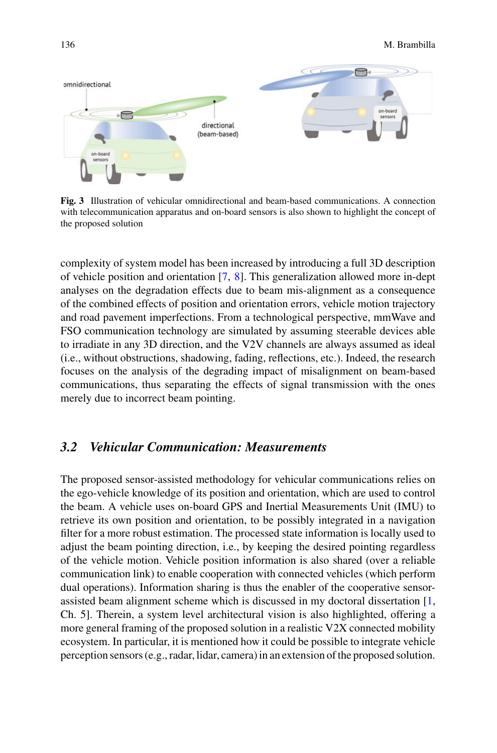omnidirectional

directional (beam-based)

on-board sensors

on-board sensors

**Fig. 3** Illustration of vehicular omnidirectional and beam-based communications. A connection with telecommunication apparatus and on-board sensors is also shown to highlight the concept of the proposed solution

complexity of system model has been increased by introducing a full 3D description of vehicle position and orientation [7, 8]. This generalization allowed more in-dept analyses on the degradation effects due to beam mis-alignment as a consequence of the combined effects of position and orientation errors, vehicle motion trajectory and road pavement imperfections. From a technological perspective, mmWave and FSO communication technology are simulated by assuming steerable devices able to irradiate in any 3D direction, and the V2V channels are always assumed as ideal (i.e., without obstructions, shadowing, fading, reflections, etc.). Indeed, the research focuses on the analysis of the degrading impact of misalignment on beam-based communications, thus separating the effects of signal transmission with the ones merely due to incorrect beam pointing.

### *3.2 Vehicular Communication: Measurements*

The proposed sensor-assisted methodology for vehicular communications relies on the ego-vehicle knowledge of its position and orientation, which are used to control the beam. A vehicle uses on-board GPS and Inertial Measurements Unit (IMU) to retrieve its own position and orientation, to be possibly integrated in a navigation filter for a more robust estimation. The processed state information is locally used to adjust the beam pointing direction, i.e., by keeping the desired pointing regardless of the vehicle motion. Vehicle position information is also shared (over a reliable communication link) to enable cooperation with connected vehicles (which perform dual operations). Information sharing is thus the enabler of the cooperative sensor-assisted beam alignment scheme which is discussed in my doctoral dissertation [1, Ch. 5]. Therein, a system level architectural vision is also highlighted, offering a more general framing of the proposed solution in a realistic V2X connected mobility ecosystem. In particular, it is mentioned how it could be possible to integrate vehicle perception sensors (e.g., radar, lidar, camera) in an extension of the proposed solution.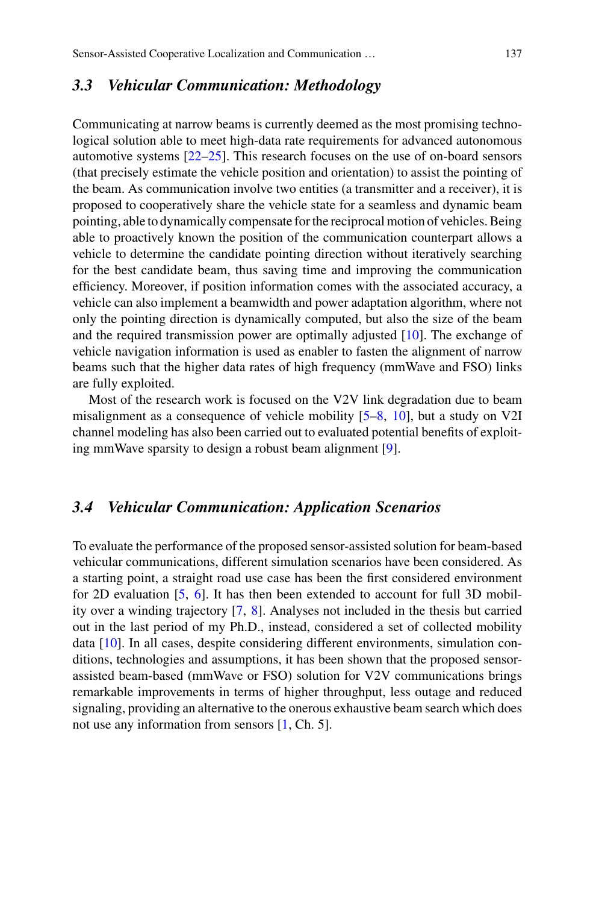### *3.3 Vehicular Communication: Methodology*

Communicating at narrow beams is currently deemed as the most promising technological solution able to meet high-data rate requirements for advanced autonomous automotive systems [22–25]. This research focuses on the use of on-board sensors (that precisely estimate the vehicle position and orientation) to assist the pointing of the beam. As communication involve two entities (a transmitter and a receiver), it is proposed to cooperatively share the vehicle state for a seamless and dynamic beam pointing, able to dynamically compensate for the reciprocal motion of vehicles. Being able to proactively known the position of the communication counterpart allows a vehicle to determine the candidate pointing direction without iteratively searching for the best candidate beam, thus saving time and improving the communication efficiency. Moreover, if position information comes with the associated accuracy, a vehicle can also implement a beamwidth and power adaptation algorithm, where not only the pointing direction is dynamically computed, but also the size of the beam and the required transmission power are optimally adjusted [10]. The exchange of vehicle navigation information is used as enabler to fasten the alignment of narrow beams such that the higher data rates of high frequency (mmWave and FSO) links are fully exploited.

Most of the research work is focused on the V2V link degradation due to beam misalignment as a consequence of vehicle mobility [5–8, 10], but a study on V2I channel modeling has also been carried out to evaluated potential benefits of exploiting mmWave sparsity to design a robust beam alignment [9].

### *3.4 Vehicular Communication: Application Scenarios*

To evaluate the performance of the proposed sensor-assisted solution for beam-based vehicular communications, different simulation scenarios have been considered. As a starting point, a straight road use case has been the first considered environment for 2D evaluation [5, 6]. It has then been extended to account for full 3D mobility over a winding trajectory [7, 8]. Analyses not included in the thesis but carried out in the last period of my Ph.D., instead, considered a set of collected mobility data [10]. In all cases, despite considering different environments, simulation conditions, technologies and assumptions, it has been shown that the proposed sensor-assisted beam-based (mmWave or FSO) solution for V2V communications brings remarkable improvements in terms of higher throughput, less outage and reduced signaling, providing an alternative to the onerous exhaustive beam search which does not use any information from sensors [1, Ch. 5].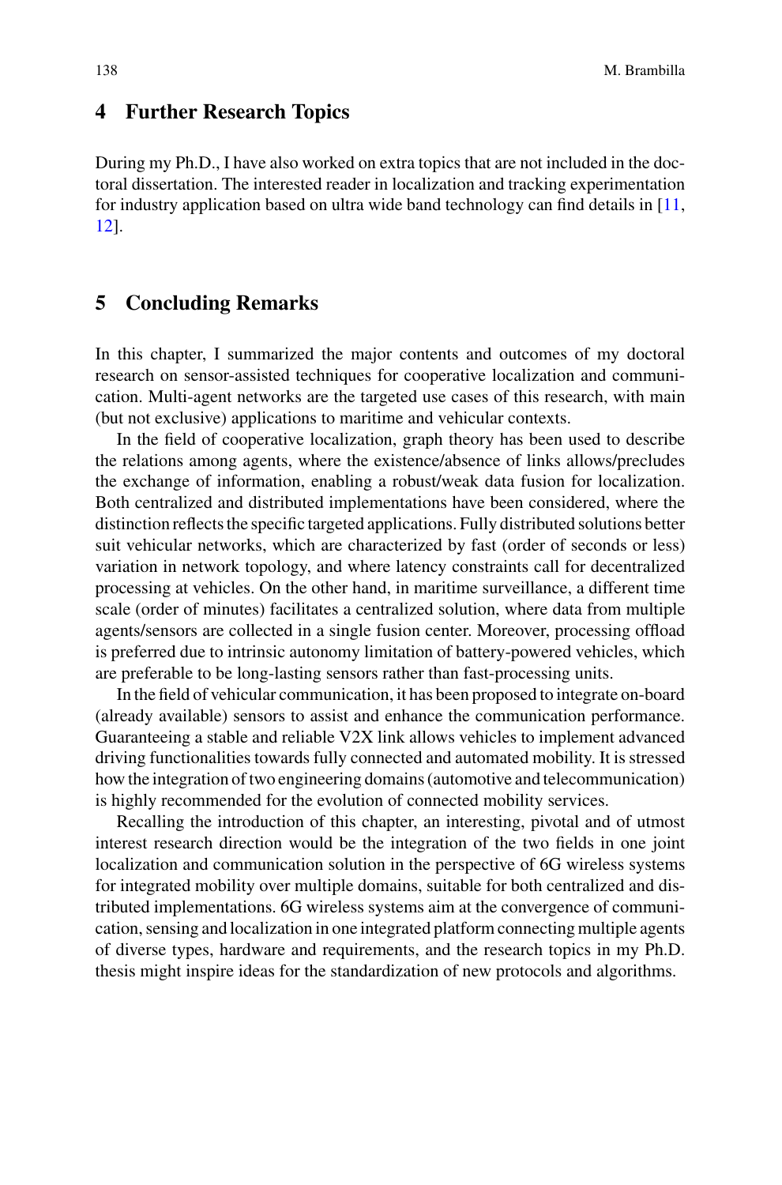## 4 Further Research Topics

During my Ph.D., I have also worked on extra topics that are not included in the doctoral dissertation. The interested reader in localization and tracking experimentation for industry application based on ultra wide band technology can find details in [11, 12].

## 5 Concluding Remarks

In this chapter, I summarized the major contents and outcomes of my doctoral research on sensor-assisted techniques for cooperative localization and communication. Multi-agent networks are the targeted use cases of this research, with main (but not exclusive) applications to maritime and vehicular contexts.

In the field of cooperative localization, graph theory has been used to describe the relations among agents, where the existence/absence of links allows/precludes the exchange of information, enabling a robust/weak data fusion for localization. Both centralized and distributed implementations have been considered, where the distinction reflects the specific targeted applications. Fully distributed solutions better suit vehicular networks, which are characterized by fast (order of seconds or less) variation in network topology, and where latency constraints call for decentralized processing at vehicles. On the other hand, in maritime surveillance, a different time scale (order of minutes) facilitates a centralized solution, where data from multiple agents/sensors are collected in a single fusion center. Moreover, processing offload is preferred due to intrinsic autonomy limitation of battery-powered vehicles, which are preferable to be long-lasting sensors rather than fast-processing units.

In the field of vehicular communication, it has been proposed to integrate on-board (already available) sensors to assist and enhance the communication performance. Guaranteeing a stable and reliable V2X link allows vehicles to implement advanced driving functionalities towards fully connected and automated mobility. It is stressed how the integration of two engineering domains (automotive and telecommunication) is highly recommended for the evolution of connected mobility services.

Recalling the introduction of this chapter, an interesting, pivotal and of utmost interest research direction would be the integration of the two fields in one joint localization and communication solution in the perspective of 6G wireless systems for integrated mobility over multiple domains, suitable for both centralized and distributed implementations. 6G wireless systems aim at the convergence of communication, sensing and localization in one integrated platform connecting multiple agents of diverse types, hardware and requirements, and the research topics in my Ph.D. thesis might inspire ideas for the standardization of new protocols and algorithms.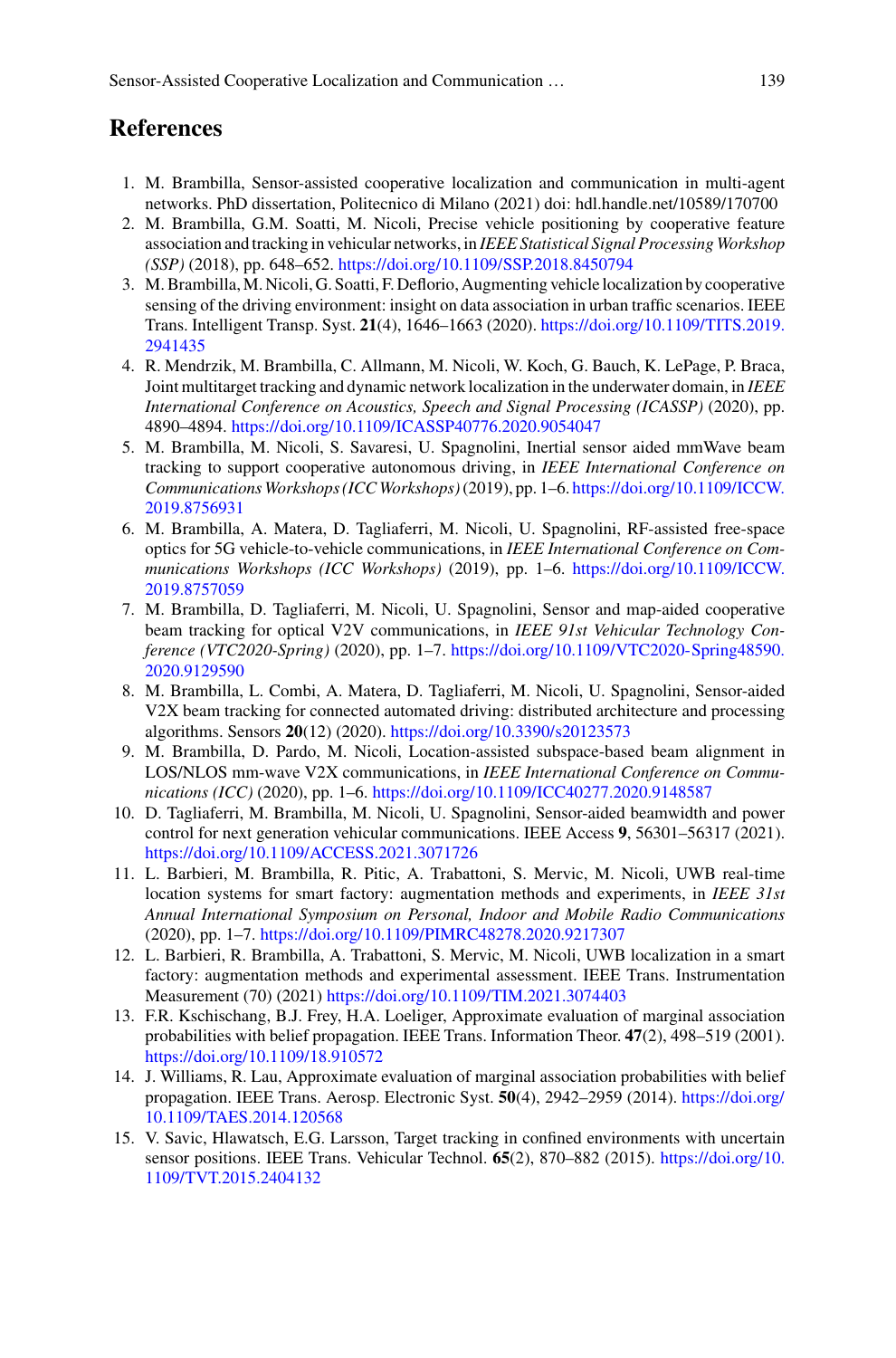## References

1. M. Brambilla, Sensor-assisted cooperative localization and communication in multi-agent networks. PhD dissertation, Politecnico di Milano (2021) doi: hdl.handle.net/10589/170700
2. M. Brambilla, G.M. Soatti, M. Nicoli, Precise vehicle positioning by cooperative feature association and tracking in vehicular networks, in *IEEE Statistical Signal Processing Workshop (SSP)* (2018), pp. 648–652. https://doi.org/10.1109/SSP.2018.8450794
3. M. Brambilla, M. Nicoli, G. Soatti, F. Deflorio, Augmenting vehicle localization by cooperative sensing of the driving environment: insight on data association in urban traffic scenarios. IEEE Trans. Intelligent Transp. Syst. **21**(4), 1646–1663 (2020). https://doi.org/10.1109/TITS.2019.2941435
4. R. Mendrzik, M. Brambilla, C. Allmann, M. Nicoli, W. Koch, G. Bauch, K. LePage, P. Braca, Joint multitarget tracking and dynamic network localization in the underwater domain, in *IEEE International Conference on Acoustics, Speech and Signal Processing (ICASSP)* (2020), pp. 4890–4894. https://doi.org/10.1109/ICASSP40776.2020.9054047
5. M. Brambilla, M. Nicoli, S. Savaresi, U. Spagnolini, Inertial sensor aided mmWave beam tracking to support cooperative autonomous driving, in *IEEE International Conference on Communications Workshops (ICC Workshops)* (2019), pp. 1–6. https://doi.org/10.1109/ICCW.2019.8756931
6. M. Brambilla, A. Matera, D. Tagliaferri, M. Nicoli, U. Spagnolini, RF-assisted free-space optics for 5G vehicle-to-vehicle communications, in *IEEE International Conference on Communications Workshops (ICC Workshops)* (2019), pp. 1–6. https://doi.org/10.1109/ICCW.2019.8757059
7. M. Brambilla, D. Tagliaferri, M. Nicoli, U. Spagnolini, Sensor and map-aided cooperative beam tracking for optical V2V communications, in *IEEE 91st Vehicular Technology Conference (VTC2020-Spring)* (2020), pp. 1–7. https://doi.org/10.1109/VTC2020-Spring48590.2020.9129590
8. M. Brambilla, L. Combi, A. Matera, D. Tagliaferri, M. Nicoli, U. Spagnolini, Sensor-aided V2X beam tracking for connected automated driving: distributed architecture and processing algorithms. Sensors **20**(12) (2020). https://doi.org/10.3390/s20123573
9. M. Brambilla, D. Pardo, M. Nicoli, Location-assisted subspace-based beam alignment in LOS/NLOS mm-wave V2X communications, in *IEEE International Conference on Communications (ICC)* (2020), pp. 1–6. https://doi.org/10.1109/ICC40277.2020.9148587
10. D. Tagliaferri, M. Brambilla, M. Nicoli, U. Spagnolini, Sensor-aided beamwidth and power control for next generation vehicular communications. IEEE Access **9**, 56301–56317 (2021). https://doi.org/10.1109/ACCESS.2021.3071726
11. L. Barbieri, M. Brambilla, R. Pitic, A. Trabattoni, S. Mervic, M. Nicoli, UWB real-time location systems for smart factory: augmentation methods and experiments, in *IEEE 31st Annual International Symposium on Personal, Indoor and Mobile Radio Communications* (2020), pp. 1–7. https://doi.org/10.1109/PIMRC48278.2020.9217307
12. L. Barbieri, R. Brambilla, A. Trabattoni, S. Mervic, M. Nicoli, UWB localization in a smart factory: augmentation methods and experimental assessment. IEEE Trans. Instrumentation Measurement (70) (2021) https://doi.org/10.1109/TIM.2021.3074403
13. F.R. Kschischang, B.J. Frey, H.A. Loeliger, Approximate evaluation of marginal association probabilities with belief propagation. IEEE Trans. Information Theor. **47**(2), 498–519 (2001). https://doi.org/10.1109/18.910572
14. J. Williams, R. Lau, Approximate evaluation of marginal association probabilities with belief propagation. IEEE Trans. Aerosp. Electronic Syst. **50**(4), 2942–2959 (2014). https://doi.org/10.1109/TAES.2014.120568
15. V. Savic, Hlawatsch, E.G. Larsson, Target tracking in confined environments with uncertain sensor positions. IEEE Trans. Vehicular Technol. **65**(2), 870–882 (2015). https://doi.org/10.1109/TVT.2015.2404132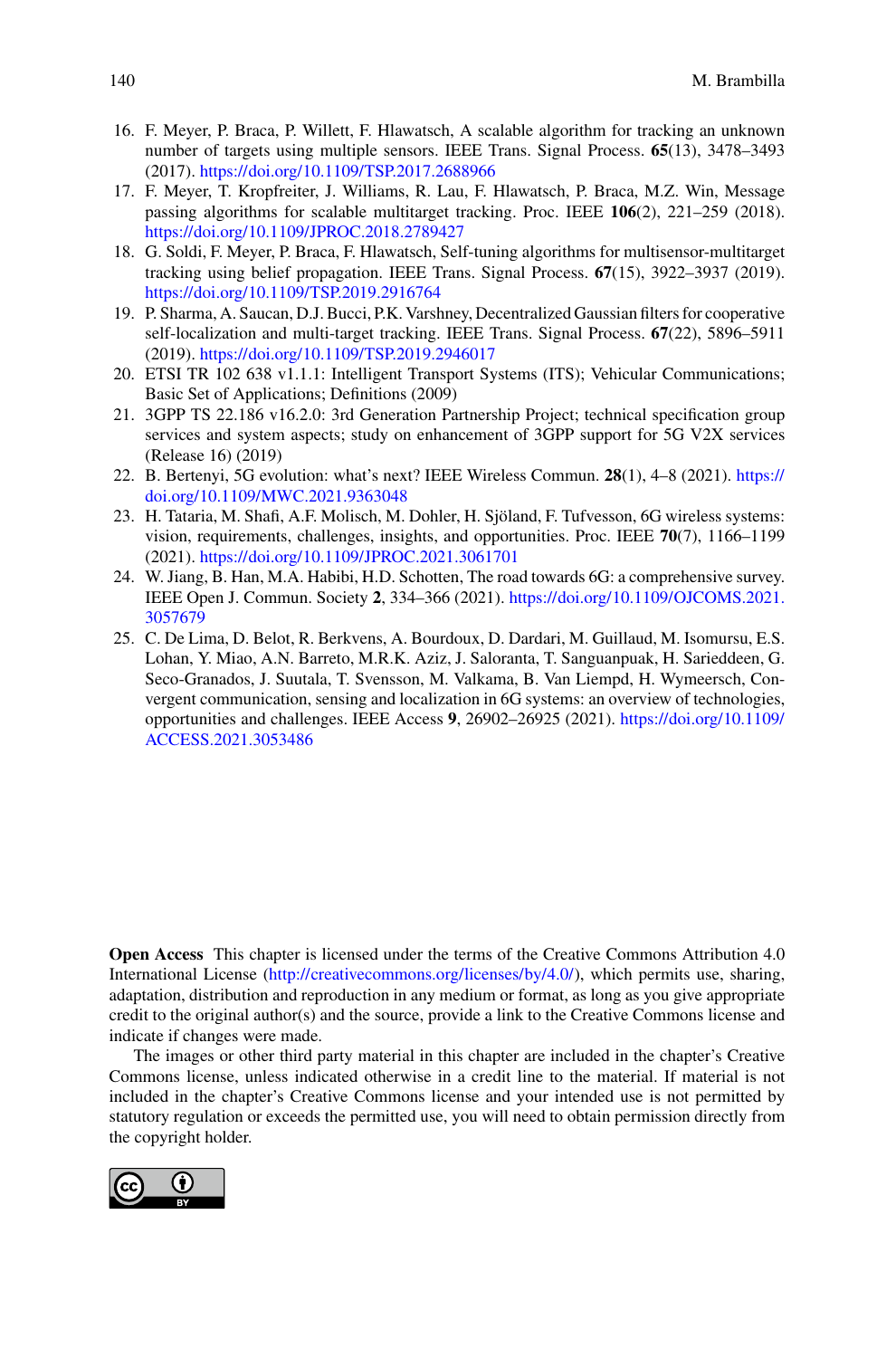16. F. Meyer, P. Braca, P. Willett, F. Hlawatsch, A scalable algorithm for tracking an unknown number of targets using multiple sensors. IEEE Trans. Signal Process. **65**(13), 3478–3493 (2017). https://doi.org/10.1109/TSP.2017.2688966
17. F. Meyer, T. Kropfreiter, J. Williams, R. Lau, F. Hlawatsch, P. Braca, M.Z. Win, Message passing algorithms for scalable multitarget tracking. Proc. IEEE **106**(2), 221–259 (2018). https://doi.org/10.1109/JPROC.2018.2789427
18. G. Soldi, F. Meyer, P. Braca, F. Hlawatsch, Self-tuning algorithms for multisensor-multitarget tracking using belief propagation. IEEE Trans. Signal Process. **67**(15), 3922–3937 (2019). https://doi.org/10.1109/TSP.2019.2916764
19. P. Sharma, A. Saucan, D.J. Bucci, P.K. Varshney, Decentralized Gaussian filters for cooperative self-localization and multi-target tracking. IEEE Trans. Signal Process. **67**(22), 5896–5911 (2019). https://doi.org/10.1109/TSP.2019.2946017
20. ETSI TR 102 638 v1.1.1: Intelligent Transport Systems (ITS); Vehicular Communications; Basic Set of Applications; Definitions (2009)
21. 3GPP TS 22.186 v16.2.0: 3rd Generation Partnership Project; technical specification group services and system aspects; study on enhancement of 3GPP support for 5G V2X services (Release 16) (2019)
22. B. Bertenyi, 5G evolution: what's next? IEEE Wireless Commun. **28**(1), 4–8 (2021). https://doi.org/10.1109/MWC.2021.9363048
23. H. Tataria, M. Shafi, A.F. Molisch, M. Dohler, H. Sjöland, F. Tufvesson, 6G wireless systems: vision, requirements, challenges, insights, and opportunities. Proc. IEEE **70**(7), 1166–1199 (2021). https://doi.org/10.1109/JPROC.2021.3061701
24. W. Jiang, B. Han, M.A. Habibi, H.D. Schotten, The road towards 6G: a comprehensive survey. IEEE Open J. Commun. Society **2**, 334–366 (2021). https://doi.org/10.1109/OJCOMS.2021.3057679
25. C. De Lima, D. Belot, R. Berkvens, A. Bourdoux, D. Dardari, M. Guillaud, M. Isomursu, E.S. Lohan, Y. Miao, A.N. Barreto, M.R.K. Aziz, J. Saloranta, T. Sanguanpuak, H. Sarieddeen, G. Seco-Granados, J. Suutala, T. Svensson, M. Valkama, B. Van Liempd, H. Wymeersch, Convergent communication, sensing and localization in 6G systems: an overview of technologies, opportunities and challenges. IEEE Access **9**, 26902–26925 (2021). https://doi.org/10.1109/ACCESS.2021.3053486

**Open Access** This chapter is licensed under the terms of the Creative Commons Attribution 4.0 International License (http://creativecommons.org/licenses/by/4.0/), which permits use, sharing, adaptation, distribution and reproduction in any medium or format, as long as you give appropriate credit to the original author(s) and the source, provide a link to the Creative Commons license and indicate if changes were made.

The images or other third party material in this chapter are included in the chapter's Creative Commons license, unless indicated otherwise in a credit line to the material. If material is not included in the chapter's Creative Commons license and your intended use is not permitted by statutory regulation or exceeds the permitted use, you will need to obtain permission directly from the copyright holder.